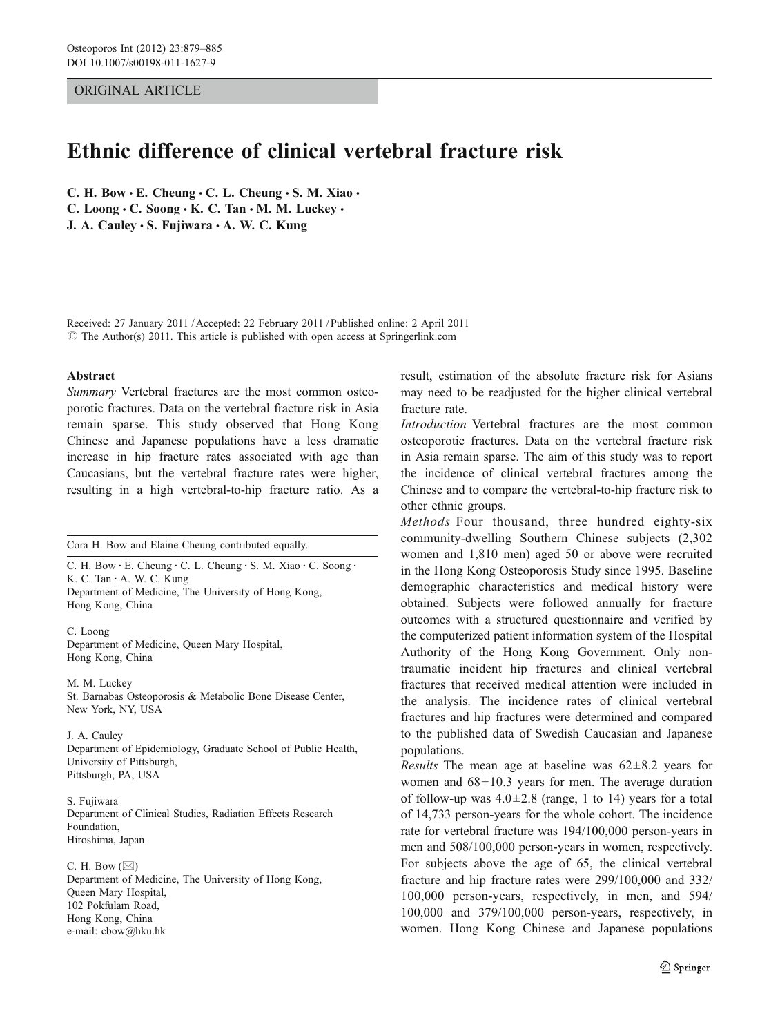ORIGINAL ARTICLE

# Ethnic difference of clinical vertebral fracture risk

**C. H. Bow · E. Cheung · C. L. Cheung · S. M. Xiao · C. Loong · C. Soong · K. C. Tan · M. M. Luckey · J. A. Cauley · S. Fujiwara · A. W. C. Kung**

Received: 27 January 2011 / Accepted: 22 February 2011 / Published online: 2 April 2011
© The Author(s) 2011. This article is published with open access at Springerlink.com

## Abstract

*Summary* Vertebral fractures are the most common osteoporotic fractures. Data on the vertebral fracture risk in Asia remain sparse. This study observed that Hong Kong Chinese and Japanese populations have a less dramatic increase in hip fracture rates associated with age than Caucasians, but the vertebral fracture rates were higher, resulting in a high vertebral-to-hip fracture ratio. As a result, estimation of the absolute fracture risk for Asians may need to be readjusted for the higher clinical vertebral fracture rate.

*Introduction* Vertebral fractures are the most common osteoporotic fractures. Data on the vertebral fracture risk in Asia remain sparse. The aim of this study was to report the incidence of clinical vertebral fractures among the Chinese and to compare the vertebral-to-hip fracture risk to other ethnic groups.

*Methods* Four thousand, three hundred eighty-six community-dwelling Southern Chinese subjects (2,302 women and 1,810 men) aged 50 or above were recruited in the Hong Kong Osteoporosis Study since 1995. Baseline demographic characteristics and medical history were obtained. Subjects were followed annually for fracture outcomes with a structured questionnaire and verified by the computerized patient information system of the Hospital Authority of the Hong Kong Government. Only non-traumatic incident hip fractures and clinical vertebral fractures that received medical attention were included in the analysis. The incidence rates of clinical vertebral fractures and hip fractures were determined and compared to the published data of Swedish Caucasian and Japanese populations.

*Results* The mean age at baseline was 62±8.2 years for women and 68±10.3 years for men. The average duration of follow-up was 4.0±2.8 (range, 1 to 14) years for a total of 14,733 person-years for the whole cohort. The incidence rate for vertebral fracture was 194/100,000 person-years in men and 508/100,000 person-years in women, respectively. For subjects above the age of 65, the clinical vertebral fracture and hip fracture rates were 299/100,000 and 332/100,000 person-years, respectively, in men, and 594/100,000 and 379/100,000 person-years, respectively, in women. Hong Kong Chinese and Japanese populations

---

Cora H. Bow and Elaine Cheung contributed equally.

C. H. Bow · E. Cheung · C. L. Cheung · S. M. Xiao · C. Soong · K. C. Tan · A. W. C. Kung
Department of Medicine, The University of Hong Kong,
Hong Kong, China

C. Loong
Department of Medicine, Queen Mary Hospital,
Hong Kong, China

M. M. Luckey
St. Barnabas Osteoporosis & Metabolic Bone Disease Center,
New York, NY, USA

J. A. Cauley
Department of Epidemiology, Graduate School of Public Health,
University of Pittsburgh,
Pittsburgh, PA, USA

S. Fujiwara
Department of Clinical Studies, Radiation Effects Research Foundation,
Hiroshima, Japan

C. H. Bow (✉)
Department of Medicine, The University of Hong Kong,
Queen Mary Hospital,
102 Pokfulam Road,
Hong Kong, China
e-mail: cbow@hku.hk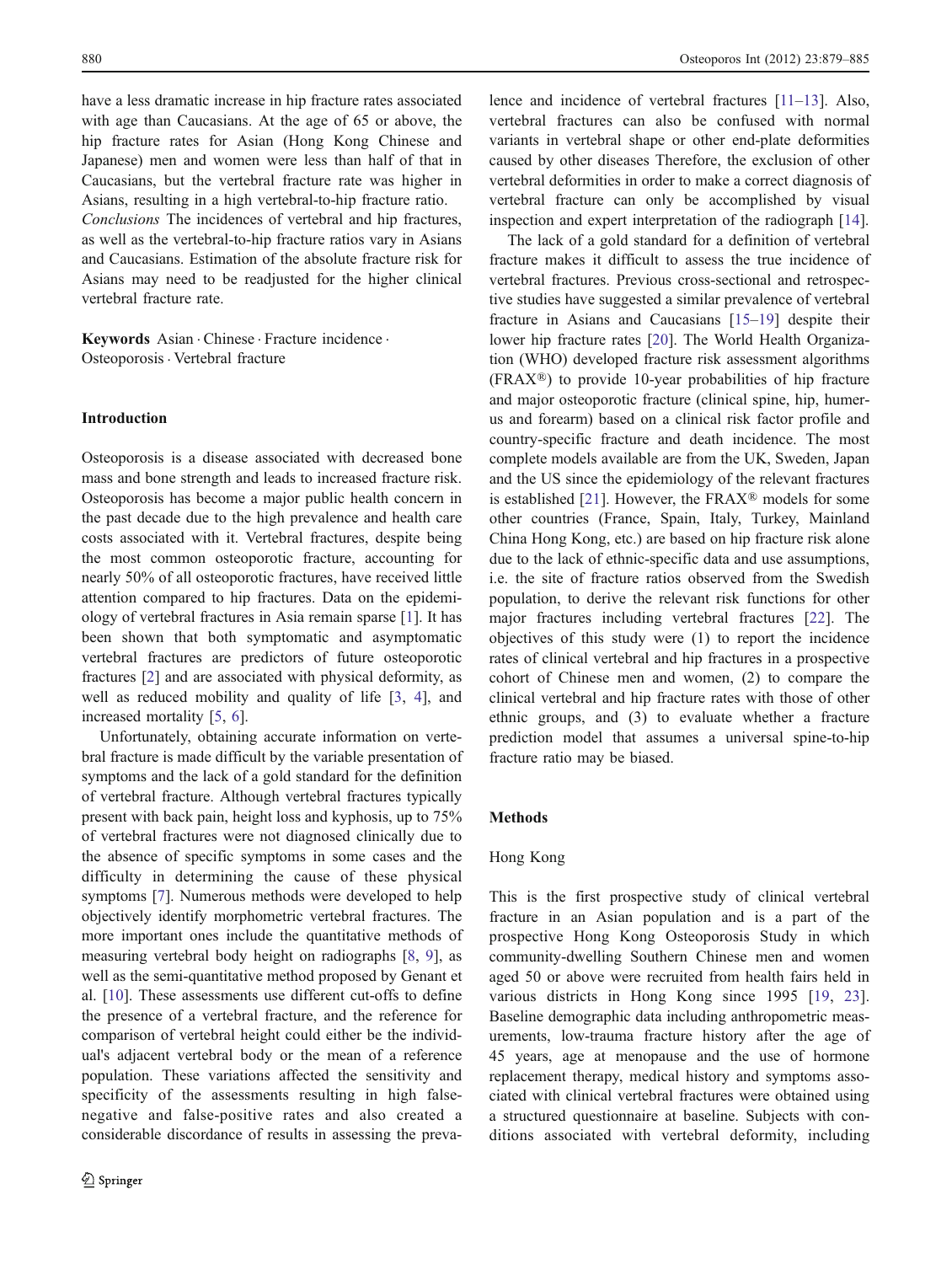have a less dramatic increase in hip fracture rates associated with age than Caucasians. At the age of 65 or above, the hip fracture rates for Asian (Hong Kong Chinese and Japanese) men and women were less than half of that in Caucasians, but the vertebral fracture rate was higher in Asians, resulting in a high vertebral-to-hip fracture ratio.

*Conclusions* The incidences of vertebral and hip fractures, as well as the vertebral-to-hip fracture ratios vary in Asians and Caucasians. Estimation of the absolute fracture risk for Asians may need to be readjusted for the higher clinical vertebral fracture rate.

**Keywords** Asian · Chinese · Fracture incidence · Osteoporosis · Vertebral fracture

## Introduction

Osteoporosis is a disease associated with decreased bone mass and bone strength and leads to increased fracture risk. Osteoporosis has become a major public health concern in the past decade due to the high prevalence and health care costs associated with it. Vertebral fractures, despite being the most common osteoporotic fracture, accounting for nearly 50% of all osteoporotic fractures, have received little attention compared to hip fractures. Data on the epidemiology of vertebral fractures in Asia remain sparse [1]. It has been shown that both symptomatic and asymptomatic vertebral fractures are predictors of future osteoporotic fractures [2] and are associated with physical deformity, as well as reduced mobility and quality of life [3, 4], and increased mortality [5, 6].

Unfortunately, obtaining accurate information on vertebral fracture is made difficult by the variable presentation of symptoms and the lack of a gold standard for the definition of vertebral fracture. Although vertebral fractures typically present with back pain, height loss and kyphosis, up to 75% of vertebral fractures were not diagnosed clinically due to the absence of specific symptoms in some cases and the difficulty in determining the cause of these physical symptoms [7]. Numerous methods were developed to help objectively identify morphometric vertebral fractures. The more important ones include the quantitative methods of measuring vertebral body height on radiographs [8, 9], as well as the semi-quantitative method proposed by Genant et al. [10]. These assessments use different cut-offs to define the presence of a vertebral fracture, and the reference for comparison of vertebral height could either be the individual's adjacent vertebral body or the mean of a reference population. These variations affected the sensitivity and specificity of the assessments resulting in high false-negative and false-positive rates and also created a considerable discordance of results in assessing the prevalence and incidence of vertebral fractures [11–13]. Also, vertebral fractures can also be confused with normal variants in vertebral shape or other end-plate deformities caused by other diseases Therefore, the exclusion of other vertebral deformities in order to make a correct diagnosis of vertebral fracture can only be accomplished by visual inspection and expert interpretation of the radiograph [14].

The lack of a gold standard for a definition of vertebral fracture makes it difficult to assess the true incidence of vertebral fractures. Previous cross-sectional and retrospective studies have suggested a similar prevalence of vertebral fracture in Asians and Caucasians [15–19] despite their lower hip fracture rates [20]. The World Health Organization (WHO) developed fracture risk assessment algorithms (FRAX®) to provide 10-year probabilities of hip fracture and major osteoporotic fracture (clinical spine, hip, humerus and forearm) based on a clinical risk factor profile and country-specific fracture and death incidence. The most complete models available are from the UK, Sweden, Japan and the US since the epidemiology of the relevant fractures is established [21]. However, the FRAX® models for some other countries (France, Spain, Italy, Turkey, Mainland China Hong Kong, etc.) are based on hip fracture risk alone due to the lack of ethnic-specific data and use assumptions, i.e. the site of fracture ratios observed from the Swedish population, to derive the relevant risk functions for other major fractures including vertebral fractures [22]. The objectives of this study were (1) to report the incidence rates of clinical vertebral and hip fractures in a prospective cohort of Chinese men and women, (2) to compare the clinical vertebral and hip fracture rates with those of other ethnic groups, and (3) to evaluate whether a fracture prediction model that assumes a universal spine-to-hip fracture ratio may be biased.

## Methods

### Hong Kong

This is the first prospective study of clinical vertebral fracture in an Asian population and is a part of the prospective Hong Kong Osteoporosis Study in which community-dwelling Southern Chinese men and women aged 50 or above were recruited from health fairs held in various districts in Hong Kong since 1995 [19, 23]. Baseline demographic data including anthropometric measurements, low-trauma fracture history after the age of 45 years, age at menopause and the use of hormone replacement therapy, medical history and symptoms associated with clinical vertebral fractures were obtained using a structured questionnaire at baseline. Subjects with conditions associated with vertebral deformity, including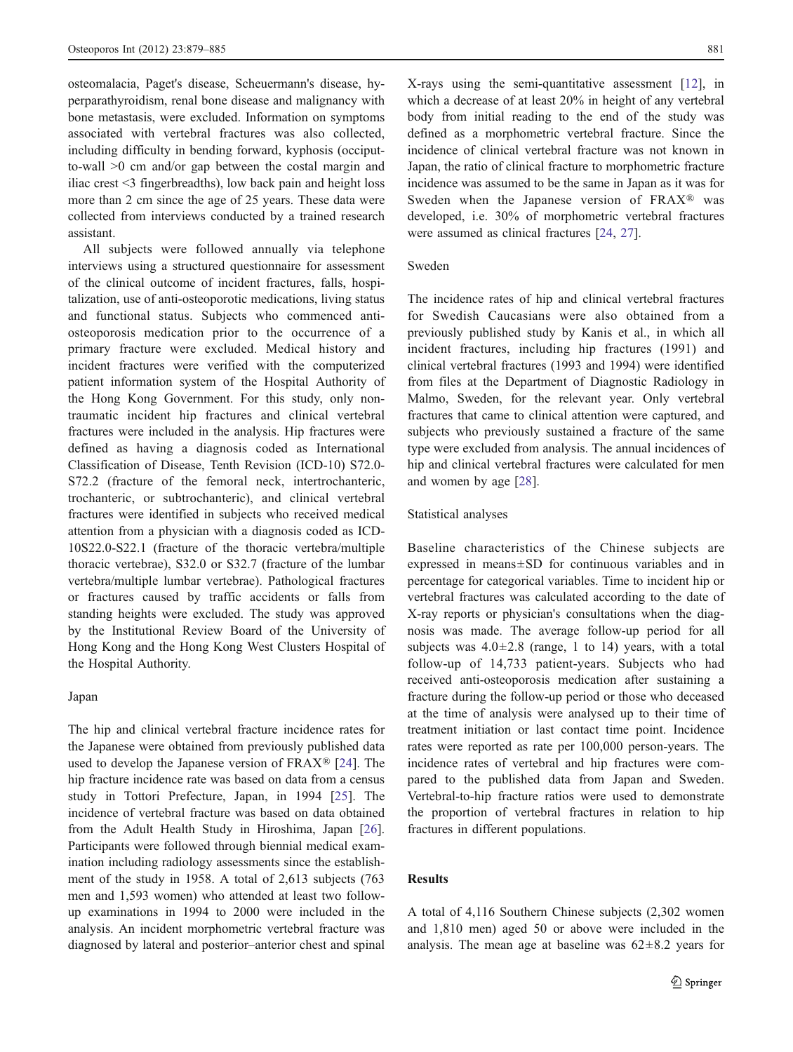osteomalacia, Paget's disease, Scheuermann's disease, hyperparathyroidism, renal bone disease and malignancy with bone metastasis, were excluded. Information on symptoms associated with vertebral fractures was also collected, including difficulty in bending forward, kyphosis (occiput-to-wall >0 cm and/or gap between the costal margin and iliac crest <3 fingerbreadths), low back pain and height loss more than 2 cm since the age of 25 years. These data were collected from interviews conducted by a trained research assistant.

All subjects were followed annually via telephone interviews using a structured questionnaire for assessment of the clinical outcome of incident fractures, falls, hospitalization, use of anti-osteoporotic medications, living status and functional status. Subjects who commenced anti-osteoporosis medication prior to the occurrence of a primary fracture were excluded. Medical history and incident fractures were verified with the computerized patient information system of the Hospital Authority of the Hong Kong Government. For this study, only non-traumatic incident hip fractures and clinical vertebral fractures were included in the analysis. Hip fractures were defined as having a diagnosis coded as International Classification of Disease, Tenth Revision (ICD-10) S72.0-S72.2 (fracture of the femoral neck, intertrochanteric, trochanteric, or subtrochanteric), and clinical vertebral fractures were identified in subjects who received medical attention from a physician with a diagnosis coded as ICD-10S22.0-S22.1 (fracture of the thoracic vertebra/multiple thoracic vertebrae), S32.0 or S32.7 (fracture of the lumbar vertebra/multiple lumbar vertebrae). Pathological fractures or fractures caused by traffic accidents or falls from standing heights were excluded. The study was approved by the Institutional Review Board of the University of Hong Kong and the Hong Kong West Clusters Hospital of the Hospital Authority.

### Japan

The hip and clinical vertebral fracture incidence rates for the Japanese were obtained from previously published data used to develop the Japanese version of FRAX® [24]. The hip fracture incidence rate was based on data from a census study in Tottori Prefecture, Japan, in 1994 [25]. The incidence of vertebral fracture was based on data obtained from the Adult Health Study in Hiroshima, Japan [26]. Participants were followed through biennial medical examination including radiology assessments since the establishment of the study in 1958. A total of 2,613 subjects (763 men and 1,593 women) who attended at least two follow-up examinations in 1994 to 2000 were included in the analysis. An incident morphometric vertebral fracture was diagnosed by lateral and posterior–anterior chest and spinal X-rays using the semi-quantitative assessment [12], in which a decrease of at least 20% in height of any vertebral body from initial reading to the end of the study was defined as a morphometric vertebral fracture. Since the incidence of clinical vertebral fracture was not known in Japan, the ratio of clinical fracture to morphometric fracture incidence was assumed to be the same in Japan as it was for Sweden when the Japanese version of FRAX® was developed, i.e. 30% of morphometric vertebral fractures were assumed as clinical fractures [24, 27].

### Sweden

The incidence rates of hip and clinical vertebral fractures for Swedish Caucasians were also obtained from a previously published study by Kanis et al., in which all incident fractures, including hip fractures (1991) and clinical vertebral fractures (1993 and 1994) were identified from files at the Department of Diagnostic Radiology in Malmo, Sweden, for the relevant year. Only vertebral fractures that came to clinical attention were captured, and subjects who previously sustained a fracture of the same type were excluded from analysis. The annual incidences of hip and clinical vertebral fractures were calculated for men and women by age [28].

### Statistical analyses

Baseline characteristics of the Chinese subjects are expressed in means±SD for continuous variables and in percentage for categorical variables. Time to incident hip or vertebral fractures was calculated according to the date of X-ray reports or physician's consultations when the diagnosis was made. The average follow-up period for all subjects was 4.0±2.8 (range, 1 to 14) years, with a total follow-up of 14,733 patient-years. Subjects who had received anti-osteoporosis medication after sustaining a fracture during the follow-up period or those who deceased at the time of analysis were analysed up to their time of treatment initiation or last contact time point. Incidence rates were reported as rate per 100,000 person-years. The incidence rates of vertebral and hip fractures were compared to the published data from Japan and Sweden. Vertebral-to-hip fracture ratios were used to demonstrate the proportion of vertebral fractures in relation to hip fractures in different populations.

## Results

A total of 4,116 Southern Chinese subjects (2,302 women and 1,810 men) aged 50 or above were included in the analysis. The mean age at baseline was 62±8.2 years for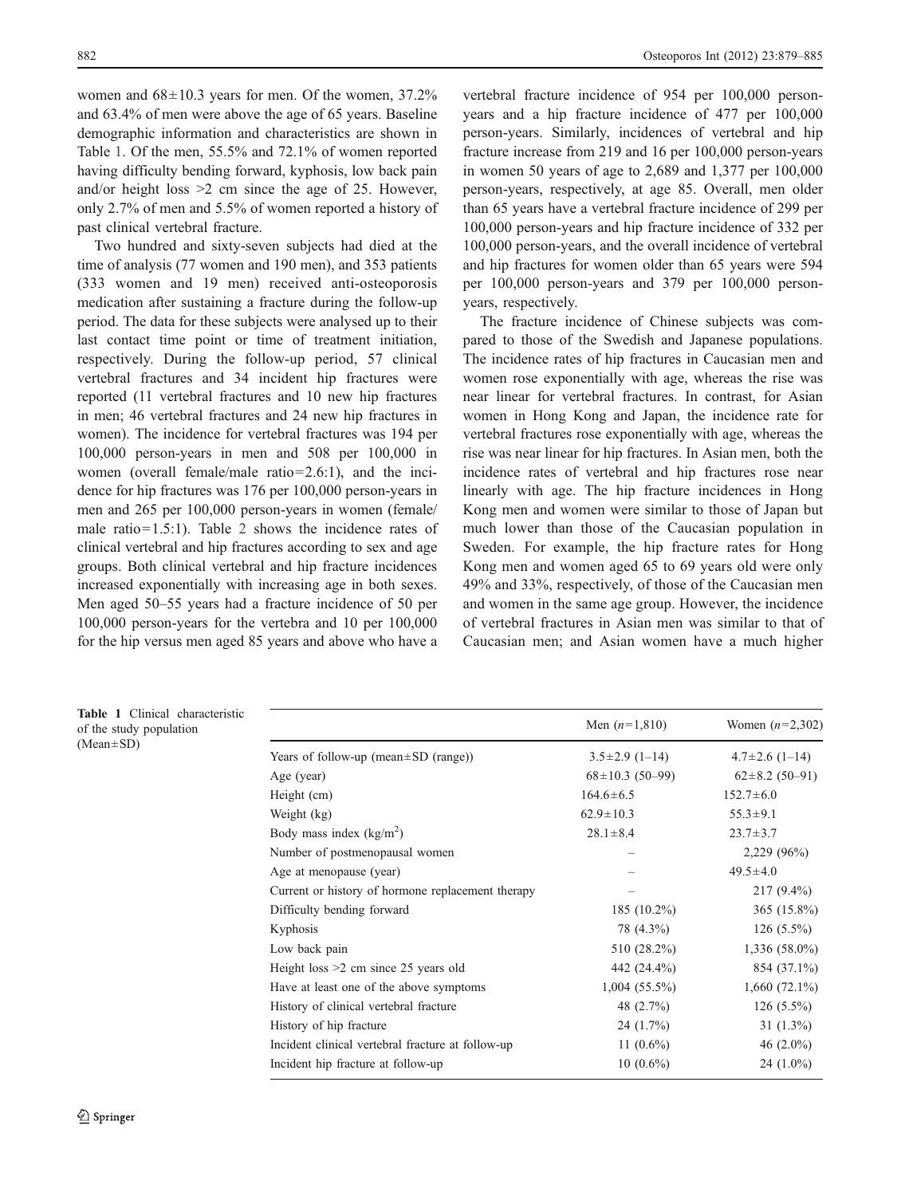women and 68±10.3 years for men. Of the women, 37.2% and 63.4% of men were above the age of 65 years. Baseline demographic information and characteristics are shown in Table 1. Of the men, 55.5% and 72.1% of women reported having difficulty bending forward, kyphosis, low back pain and/or height loss >2 cm since the age of 25. However, only 2.7% of men and 5.5% of women reported a history of past clinical vertebral fracture.

Two hundred and sixty-seven subjects had died at the time of analysis (77 women and 190 men), and 353 patients (333 women and 19 men) received anti-osteoporosis medication after sustaining a fracture during the follow-up period. The data for these subjects were analysed up to their last contact time point or time of treatment initiation, respectively. During the follow-up period, 57 clinical vertebral fractures and 34 incident hip fractures were reported (11 vertebral fractures and 10 new hip fractures in men; 46 vertebral fractures and 24 new hip fractures in women). The incidence for vertebral fractures was 194 per 100,000 person-years in men and 508 per 100,000 in women (overall female/male ratio=2.6:1), and the incidence for hip fractures was 176 per 100,000 person-years in men and 265 per 100,000 person-years in women (female/male ratio=1.5:1). Table 2 shows the incidence rates of clinical vertebral and hip fractures according to sex and age groups. Both clinical vertebral and hip fracture incidences increased exponentially with increasing age in both sexes. Men aged 50–55 years had a fracture incidence of 50 per 100,000 person-years for the vertebra and 10 per 100,000 for the hip versus men aged 85 years and above who have a vertebral fracture incidence of 954 per 100,000 person-years and a hip fracture incidence of 477 per 100,000 person-years. Similarly, incidences of vertebral and hip fracture increase from 219 and 16 per 100,000 person-years in women 50 years of age to 2,689 and 1,377 per 100,000 person-years, respectively, at age 85. Overall, men older than 65 years have a vertebral fracture incidence of 299 per 100,000 person-years and hip fracture incidence of 332 per 100,000 person-years, and the overall incidence of vertebral and hip fractures for women older than 65 years were 594 per 100,000 person-years and 379 per 100,000 person-years, respectively.

The fracture incidence of Chinese subjects was compared to those of the Swedish and Japanese populations. The incidence rates of hip fractures in Caucasian men and women rose exponentially with age, whereas the rise was near linear for vertebral fractures. In contrast, for Asian women in Hong Kong and Japan, the incidence rate for vertebral fractures rose exponentially with age, whereas the rise was near linear for hip fractures. In Asian men, both the incidence rates of vertebral and hip fractures rose near linearly with age. The hip fracture incidences in Hong Kong men and women were similar to those of Japan but much lower than those of the Caucasian population in Sweden. For example, the hip fracture rates for Hong Kong men and women aged 65 to 69 years old were only 49% and 33%, respectively, of those of the Caucasian men and women in the same age group. However, the incidence of vertebral fractures in Asian men was similar to that of Caucasian men; and Asian women have a much higher

**Table 1** Clinical characteristic of the study population (Mean±SD)

| | Men ($n$=1,810) | Women ($n$=2,302) |
|---|---|---|
| Years of follow-up (mean±SD (range)) | 3.5±2.9 (1–14) | 4.7±2.6 (1–14) |
| Age (year) | 68±10.3 (50–99) | 62±8.2 (50–91) |
| Height (cm) | 164.6±6.5 | 152.7±6.0 |
| Weight (kg) | 62.9±10.3 | 55.3±9.1 |
| Body mass index (kg/m$^2$) | 28.1±8.4 | 23.7±3.7 |
| Number of postmenopausal women | – | 2,229 (96%) |
| Age at menopause (year) | – | 49.5±4.0 |
| Current or history of hormone replacement therapy | – | 217 (9.4%) |
| Difficulty bending forward | 185 (10.2%) | 365 (15.8%) |
| Kyphosis | 78 (4.3%) | 126 (5.5%) |
| Low back pain | 510 (28.2%) | 1,336 (58.0%) |
| Height loss >2 cm since 25 years old | 442 (24.4%) | 854 (37.1%) |
| Have at least one of the above symptoms | 1,004 (55.5%) | 1,660 (72.1%) |
| History of clinical vertebral fracture | 48 (2.7%) | 126 (5.5%) |
| History of hip fracture | 24 (1.7%) | 31 (1.3%) |
| Incident clinical vertebral fracture at follow-up | 11 (0.6%) | 46 (2.0%) |
| Incident hip fracture at follow-up | 10 (0.6%) | 24 (1.0%) |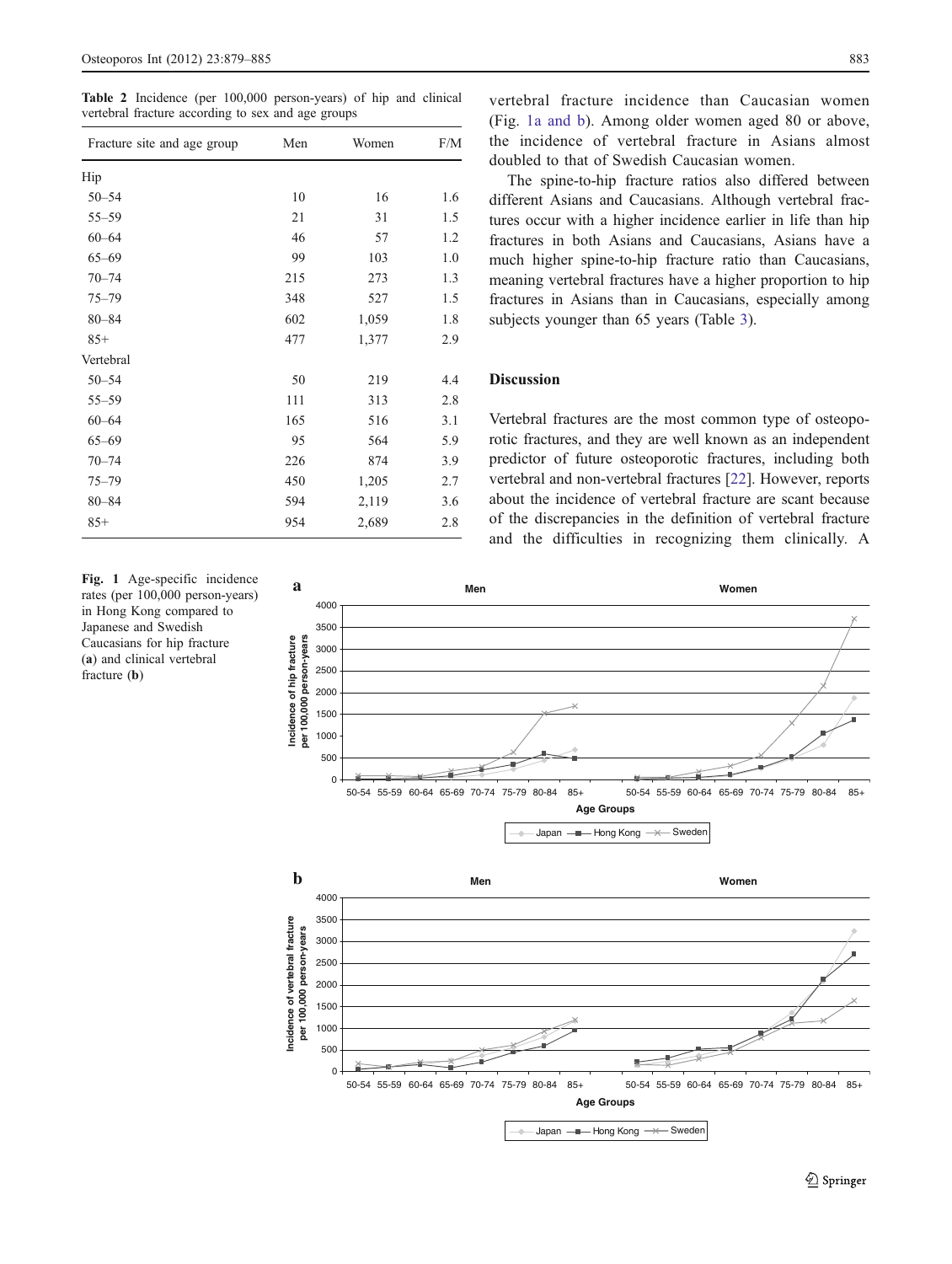**Table 2** Incidence (per 100,000 person-years) of hip and clinical vertebral fracture according to sex and age groups

| Fracture site and age group | Men | Women | F/M |
|---|---|---|---|
| Hip | | | |
| 50–54 | 10 | 16 | 1.6 |
| 55–59 | 21 | 31 | 1.5 |
| 60–64 | 46 | 57 | 1.2 |
| 65–69 | 99 | 103 | 1.0 |
| 70–74 | 215 | 273 | 1.3 |
| 75–79 | 348 | 527 | 1.5 |
| 80–84 | 602 | 1,059 | 1.8 |
| 85+ | 477 | 1,377 | 2.9 |
| Vertebral | | | |
| 50–54 | 50 | 219 | 4.4 |
| 55–59 | 111 | 313 | 2.8 |
| 60–64 | 165 | 516 | 3.1 |
| 65–69 | 95 | 564 | 5.9 |
| 70–74 | 226 | 874 | 3.9 |
| 75–79 | 450 | 1,205 | 2.7 |
| 80–84 | 594 | 2,119 | 3.6 |
| 85+ | 954 | 2,689 | 2.8 |

vertebral fracture incidence than Caucasian women (Fig. 1a and b). Among older women aged 80 or above, the incidence of vertebral fracture in Asians almost doubled to that of Swedish Caucasian women.

The spine-to-hip fracture ratios also differed between different Asians and Caucasians. Although vertebral fractures occur with a higher incidence earlier in life than hip fractures in both Asians and Caucasians, Asians have a much higher spine-to-hip fracture ratio than Caucasians, meaning vertebral fractures have a higher proportion to hip fractures in Asians than in Caucasians, especially among subjects younger than 65 years (Table 3).

## Discussion

Vertebral fractures are the most common type of osteoporotic fractures, and they are well known as an independent predictor of future osteoporotic fractures, including both vertebral and non-vertebral fractures [22]. However, reports about the incidence of vertebral fracture are scant because of the discrepancies in the definition of vertebral fracture and the difficulties in recognizing them clinically. A

**Fig. 1** Age-specific incidence rates (per 100,000 person-years) in Hong Kong compared to Japanese and Swedish Caucasians for hip fracture (**a**) and clinical vertebral fracture (**b**)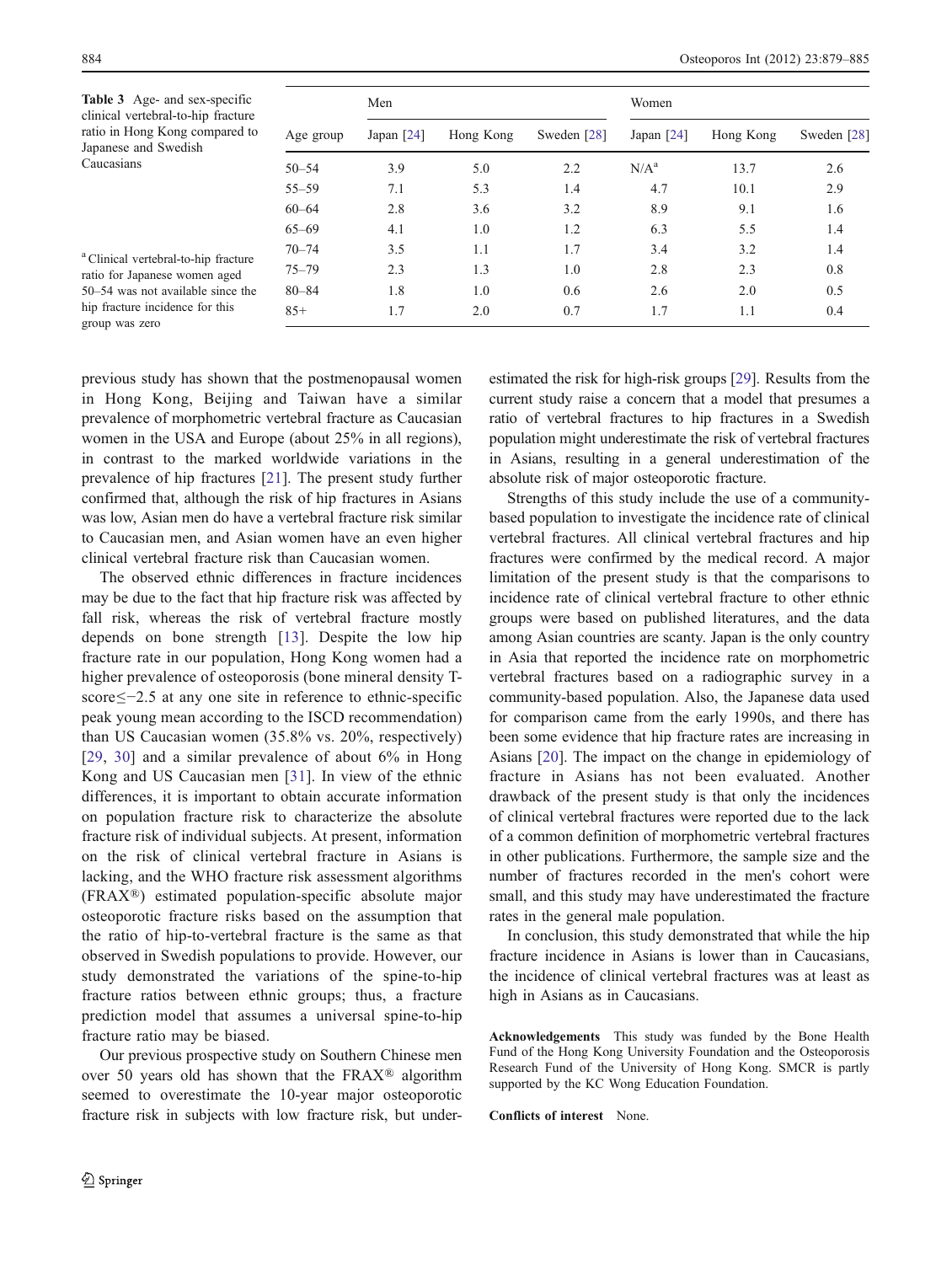**Table 3** Age- and sex-specific clinical vertebral-to-hip fracture ratio in Hong Kong compared to Japanese and Swedish Caucasians

| Age group | Men | | | Women | | |
|---|---|---|---|---|---|---|
| | Japan [24] | Hong Kong | Sweden [28] | Japan [24] | Hong Kong | Sweden [28] |
| 50–54 | 3.9 | 5.0 | 2.2 | N/A[a] | 13.7 | 2.6 |
| 55–59 | 7.1 | 5.3 | 1.4 | 4.7 | 10.1 | 2.9 |
| 60–64 | 2.8 | 3.6 | 3.2 | 8.9 | 9.1 | 1.6 |
| 65–69 | 4.1 | 1.0 | 1.2 | 6.3 | 5.5 | 1.4 |
| 70–74 | 3.5 | 1.1 | 1.7 | 3.4 | 3.2 | 1.4 |
| 75–79 | 2.3 | 1.3 | 1.0 | 2.8 | 2.3 | 0.8 |
| 80–84 | 1.8 | 1.0 | 0.6 | 2.6 | 2.0 | 0.5 |
| 85+ | 1.7 | 2.0 | 0.7 | 1.7 | 1.1 | 0.4 |

[a] Clinical vertebral-to-hip fracture ratio for Japanese women aged 50–54 was not available since the hip fracture incidence for this group was zero

previous study has shown that the postmenopausal women in Hong Kong, Beijing and Taiwan have a similar prevalence of morphometric vertebral fracture as Caucasian women in the USA and Europe (about 25% in all regions), in contrast to the marked worldwide variations in the prevalence of hip fractures [21]. The present study further confirmed that, although the risk of hip fractures in Asians was low, Asian men do have a vertebral fracture risk similar to Caucasian men, and Asian women have an even higher clinical vertebral fracture risk than Caucasian women.

The observed ethnic differences in fracture incidences may be due to the fact that hip fracture risk was affected by fall risk, whereas the risk of vertebral fracture mostly depends on bone strength [13]. Despite the low hip fracture rate in our population, Hong Kong women had a higher prevalence of osteoporosis (bone mineral density T-score≤−2.5 at any one site in reference to ethnic-specific peak young mean according to the ISCD recommendation) than US Caucasian women (35.8% vs. 20%, respectively) [29, 30] and a similar prevalence of about 6% in Hong Kong and US Caucasian men [31]. In view of the ethnic differences, it is important to obtain accurate information on population fracture risk to characterize the absolute fracture risk of individual subjects. At present, information on the risk of clinical vertebral fracture in Asians is lacking, and the WHO fracture risk assessment algorithms (FRAX®) estimated population-specific absolute major osteoporotic fracture risks based on the assumption that the ratio of hip-to-vertebral fracture is the same as that observed in Swedish populations to provide. However, our study demonstrated the variations of the spine-to-hip fracture ratios between ethnic groups; thus, a fracture prediction model that assumes a universal spine-to-hip fracture ratio may be biased.

Our previous prospective study on Southern Chinese men over 50 years old has shown that the FRAX® algorithm seemed to overestimate the 10-year major osteoporotic fracture risk in subjects with low fracture risk, but under-estimated the risk for high-risk groups [29]. Results from the current study raise a concern that a model that presumes a ratio of vertebral fractures to hip fractures in a Swedish population might underestimate the risk of vertebral fractures in Asians, resulting in a general underestimation of the absolute risk of major osteoporotic fracture.

Strengths of this study include the use of a community-based population to investigate the incidence rate of clinical vertebral fractures. All clinical vertebral fractures and hip fractures were confirmed by the medical record. A major limitation of the present study is that the comparisons to incidence rate of clinical vertebral fracture to other ethnic groups were based on published literatures, and the data among Asian countries are scanty. Japan is the only country in Asia that reported the incidence rate on morphometric vertebral fractures based on a radiographic survey in a community-based population. Also, the Japanese data used for comparison came from the early 1990s, and there has been some evidence that hip fracture rates are increasing in Asians [20]. The impact on the change in epidemiology of fracture in Asians has not been evaluated. Another drawback of the present study is that only the incidences of clinical vertebral fractures were reported due to the lack of a common definition of morphometric vertebral fractures in other publications. Furthermore, the sample size and the number of fractures recorded in the men's cohort were small, and this study may have underestimated the fracture rates in the general male population.

In conclusion, this study demonstrated that while the hip fracture incidence in Asians is lower than in Caucasians, the incidence of clinical vertebral fractures was at least as high in Asians as in Caucasians.

**Acknowledgements** This study was funded by the Bone Health Fund of the Hong Kong University Foundation and the Osteoporosis Research Fund of the University of Hong Kong. SMCR is partly supported by the KC Wong Education Foundation.

**Conflicts of interest** None.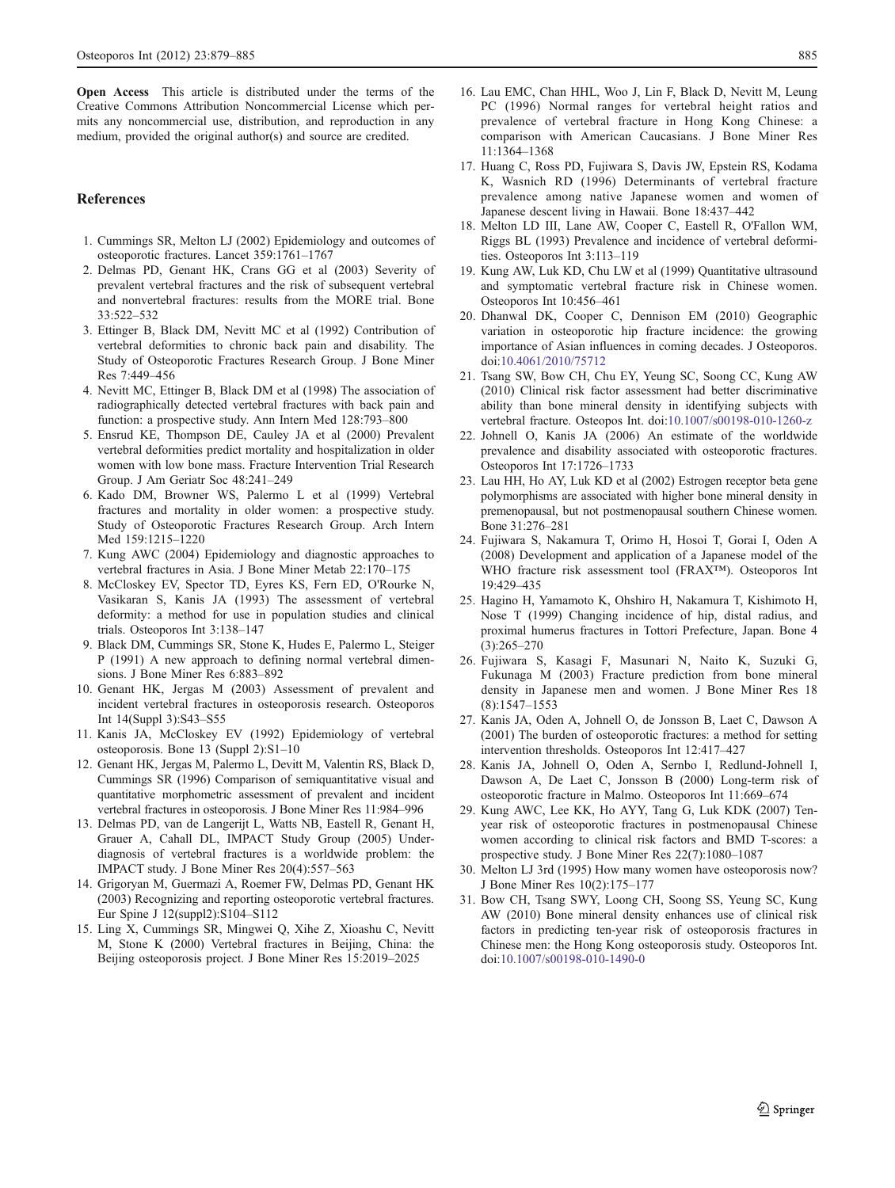**Open Access** This article is distributed under the terms of the Creative Commons Attribution Noncommercial License which permits any noncommercial use, distribution, and reproduction in any medium, provided the original author(s) and source are credited.

## References

1. Cummings SR, Melton LJ (2002) Epidemiology and outcomes of osteoporotic fractures. Lancet 359:1761–1767
2. Delmas PD, Genant HK, Crans GG et al (2003) Severity of prevalent vertebral fractures and the risk of subsequent vertebral and nonvertebral fractures: results from the MORE trial. Bone 33:522–532
3. Ettinger B, Black DM, Nevitt MC et al (1992) Contribution of vertebral deformities to chronic back pain and disability. The Study of Osteoporotic Fractures Research Group. J Bone Miner Res 7:449–456
4. Nevitt MC, Ettinger B, Black DM et al (1998) The association of radiographically detected vertebral fractures with back pain and function: a prospective study. Ann Intern Med 128:793–800
5. Ensrud KE, Thompson DE, Cauley JA et al (2000) Prevalent vertebral deformities predict mortality and hospitalization in older women with low bone mass. Fracture Intervention Trial Research Group. J Am Geriatr Soc 48:241–249
6. Kado DM, Browner WS, Palermo L et al (1999) Vertebral fractures and mortality in older women: a prospective study. Study of Osteoporotic Fractures Research Group. Arch Intern Med 159:1215–1220
7. Kung AWC (2004) Epidemiology and diagnostic approaches to vertebral fractures in Asia. J Bone Miner Metab 22:170–175
8. McCloskey EV, Spector TD, Eyres KS, Fern ED, O'Rourke N, Vasikaran S, Kanis JA (1993) The assessment of vertebral deformity: a method for use in population studies and clinical trials. Osteoporos Int 3:138–147
9. Black DM, Cummings SR, Stone K, Hudes E, Palermo L, Steiger P (1991) A new approach to defining normal vertebral dimensions. J Bone Miner Res 6:883–892
10. Genant HK, Jergas M (2003) Assessment of prevalent and incident vertebral fractures in osteoporosis research. Osteoporos Int 14(Suppl 3):S43–S55
11. Kanis JA, McCloskey EV (1992) Epidemiology of vertebral osteoporosis. Bone 13 (Suppl 2):S1–10
12. Genant HK, Jergas M, Palermo L, Devitt M, Valentin RS, Black D, Cummings SR (1996) Comparison of semiquantitative visual and quantitative morphometric assessment of prevalent and incident vertebral fractures in osteoporosis. J Bone Miner Res 11:984–996
13. Delmas PD, van de Langerijt L, Watts NB, Eastell R, Genant H, Grauer A, Cahall DL, IMPACT Study Group (2005) Underdiagnosis of vertebral fractures is a worldwide problem: the IMPACT study. J Bone Miner Res 20(4):557–563
14. Grigoryan M, Guermazi A, Roemer FW, Delmas PD, Genant HK (2003) Recognizing and reporting osteoporotic vertebral fractures. Eur Spine J 12(suppl2):S104–S112
15. Ling X, Cummings SR, Mingwei Q, Xihe Z, Xioashu C, Nevitt M, Stone K (2000) Vertebral fractures in Beijing, China: the Beijing osteoporosis project. J Bone Miner Res 15:2019–2025
16. Lau EMC, Chan HHL, Woo J, Lin F, Black D, Nevitt M, Leung PC (1996) Normal ranges for vertebral height ratios and prevalence of vertebral fracture in Hong Kong Chinese: a comparison with American Caucasians. J Bone Miner Res 11:1364–1368
17. Huang C, Ross PD, Fujiwara S, Davis JW, Epstein RS, Kodama K, Wasnich RD (1996) Determinants of vertebral fracture prevalence among native Japanese women and women of Japanese descent living in Hawaii. Bone 18:437–442
18. Melton LD III, Lane AW, Cooper C, Eastell R, O'Fallon WM, Riggs BL (1993) Prevalence and incidence of vertebral deformities. Osteoporos Int 3:113–119
19. Kung AW, Luk KD, Chu LW et al (1999) Quantitative ultrasound and symptomatic vertebral fracture risk in Chinese women. Osteoporos Int 10:456–461
20. Dhanwal DK, Cooper C, Dennison EM (2010) Geographic variation in osteoporotic hip fracture incidence: the growing importance of Asian influences in coming decades. J Osteoporos. doi:10.4061/2010/75712
21. Tsang SW, Bow CH, Chu EY, Yeung SC, Soong CC, Kung AW (2010) Clinical risk factor assessment had better discriminative ability than bone mineral density in identifying subjects with vertebral fracture. Osteopos Int. doi:10.1007/s00198-010-1260-z
22. Johnell O, Kanis JA (2006) An estimate of the worldwide prevalence and disability associated with osteoporotic fractures. Osteoporos Int 17:1726–1733
23. Lau HH, Ho AY, Luk KD et al (2002) Estrogen receptor beta gene polymorphisms are associated with higher bone mineral density in premenopausal, but not postmenopausal southern Chinese women. Bone 31:276–281
24. Fujiwara S, Nakamura T, Orimo H, Hosoi T, Gorai I, Oden A (2008) Development and application of a Japanese model of the WHO fracture risk assessment tool (FRAX™). Osteoporos Int 19:429–435
25. Hagino H, Yamamoto K, Ohshiro H, Nakamura T, Kishimoto H, Nose T (1999) Changing incidence of hip, distal radius, and proximal humerus fractures in Tottori Prefecture, Japan. Bone 4 (3):265–270
26. Fujiwara S, Kasagi F, Masunari N, Naito K, Suzuki G, Fukunaga M (2003) Fracture prediction from bone mineral density in Japanese men and women. J Bone Miner Res 18 (8):1547–1553
27. Kanis JA, Oden A, Johnell O, de Jonsson B, Laet C, Dawson A (2001) The burden of osteoporotic fractures: a method for setting intervention thresholds. Osteoporos Int 12:417–427
28. Kanis JA, Johnell O, Oden A, Sernbo I, Redlund-Johnell I, Dawson A, De Laet C, Jonsson B (2000) Long-term risk of osteoporotic fracture in Malmo. Osteoporos Int 11:669–674
29. Kung AWC, Lee KK, Ho AYY, Tang G, Luk KDK (2007) Ten-year risk of osteoporotic fractures in postmenopausal Chinese women according to clinical risk factors and BMD T-scores: a prospective study. J Bone Miner Res 22(7):1080–1087
30. Melton LJ 3rd (1995) How many women have osteoporosis now? J Bone Miner Res 10(2):175–177
31. Bow CH, Tsang SWY, Loong CH, Soong SS, Yeung SC, Kung AW (2010) Bone mineral density enhances use of clinical risk factors in predicting ten-year risk of osteoporosis fractures in Chinese men: the Hong Kong osteoporosis study. Osteoporos Int. doi:10.1007/s00198-010-1490-0